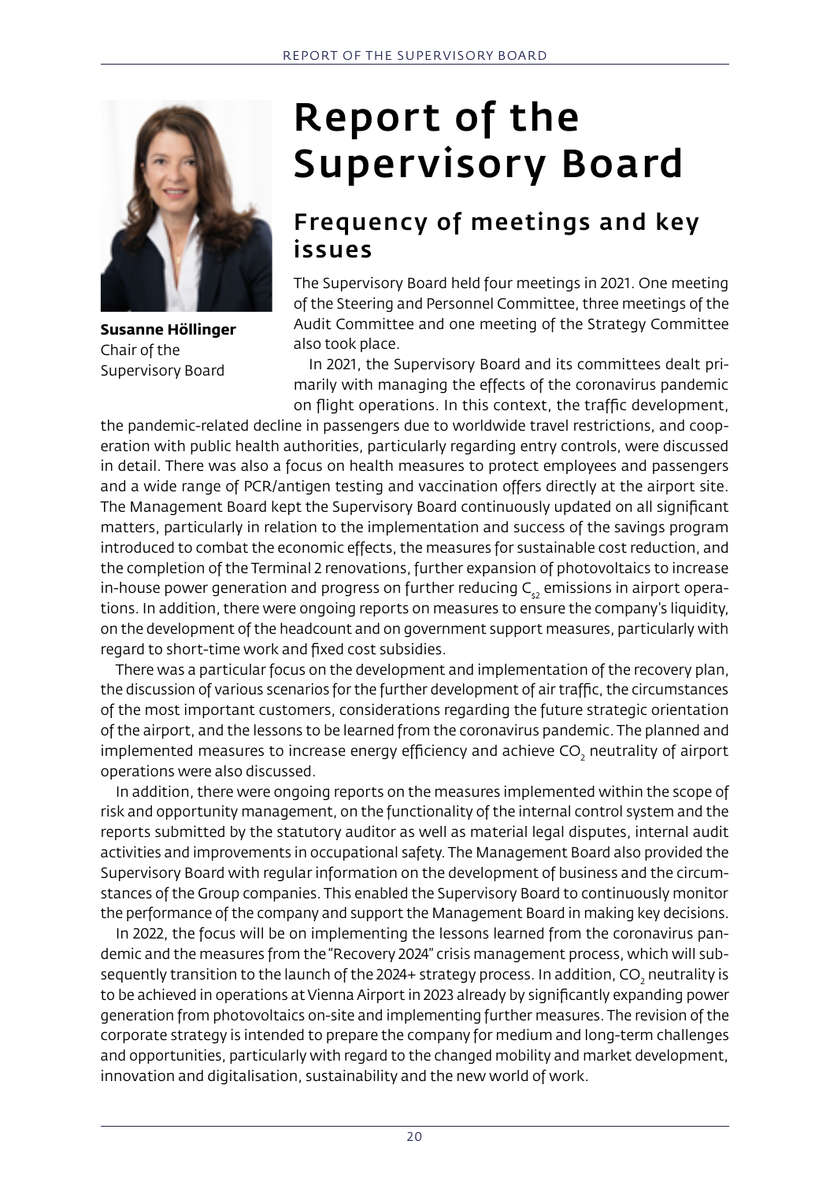**Susanne Höllinger**
Chair of the Supervisory Board

# Report of the Supervisory Board

## Frequency of meetings and key issues

The Supervisory Board held four meetings in 2021. One meeting of the Steering and Personnel Committee, three meetings of the Audit Committee and one meeting of the Strategy Committee also took place.

In 2021, the Supervisory Board and its committees dealt primarily with managing the effects of the coronavirus pandemic on flight operations. In this context, the traffic development, the pandemic-related decline in passengers due to worldwide travel restrictions, and cooperation with public health authorities, particularly regarding entry controls, were discussed in detail. There was also a focus on health measures to protect employees and passengers and a wide range of PCR/antigen testing and vaccination offers directly at the airport site. The Management Board kept the Supervisory Board continuously updated on all significant matters, particularly in relation to the implementation and success of the savings program introduced to combat the economic effects, the measures for sustainable cost reduction, and the completion of the Terminal 2 renovations, further expansion of photovoltaics to increase in-house power generation and progress on further reducing $C_{s2}$ emissions in airport operations. In addition, there were ongoing reports on measures to ensure the company's liquidity, on the development of the headcount and on government support measures, particularly with regard to short-time work and fixed cost subsidies.

There was a particular focus on the development and implementation of the recovery plan, the discussion of various scenarios for the further development of air traffic, the circumstances of the most important customers, considerations regarding the future strategic orientation of the airport, and the lessons to be learned from the coronavirus pandemic. The planned and implemented measures to increase energy efficiency and achieve $CO_2$ neutrality of airport operations were also discussed.

In addition, there were ongoing reports on the measures implemented within the scope of risk and opportunity management, on the functionality of the internal control system and the reports submitted by the statutory auditor as well as material legal disputes, internal audit activities and improvements in occupational safety. The Management Board also provided the Supervisory Board with regular information on the development of business and the circumstances of the Group companies. This enabled the Supervisory Board to continuously monitor the performance of the company and support the Management Board in making key decisions.

In 2022, the focus will be on implementing the lessons learned from the coronavirus pandemic and the measures from the "Recovery 2024" crisis management process, which will subsequently transition to the launch of the 2024+ strategy process. In addition, $CO_2$ neutrality is to be achieved in operations at Vienna Airport in 2023 already by significantly expanding power generation from photovoltaics on-site and implementing further measures. The revision of the corporate strategy is intended to prepare the company for medium and long-term challenges and opportunities, particularly with regard to the changed mobility and market development, innovation and digitalisation, sustainability and the new world of work.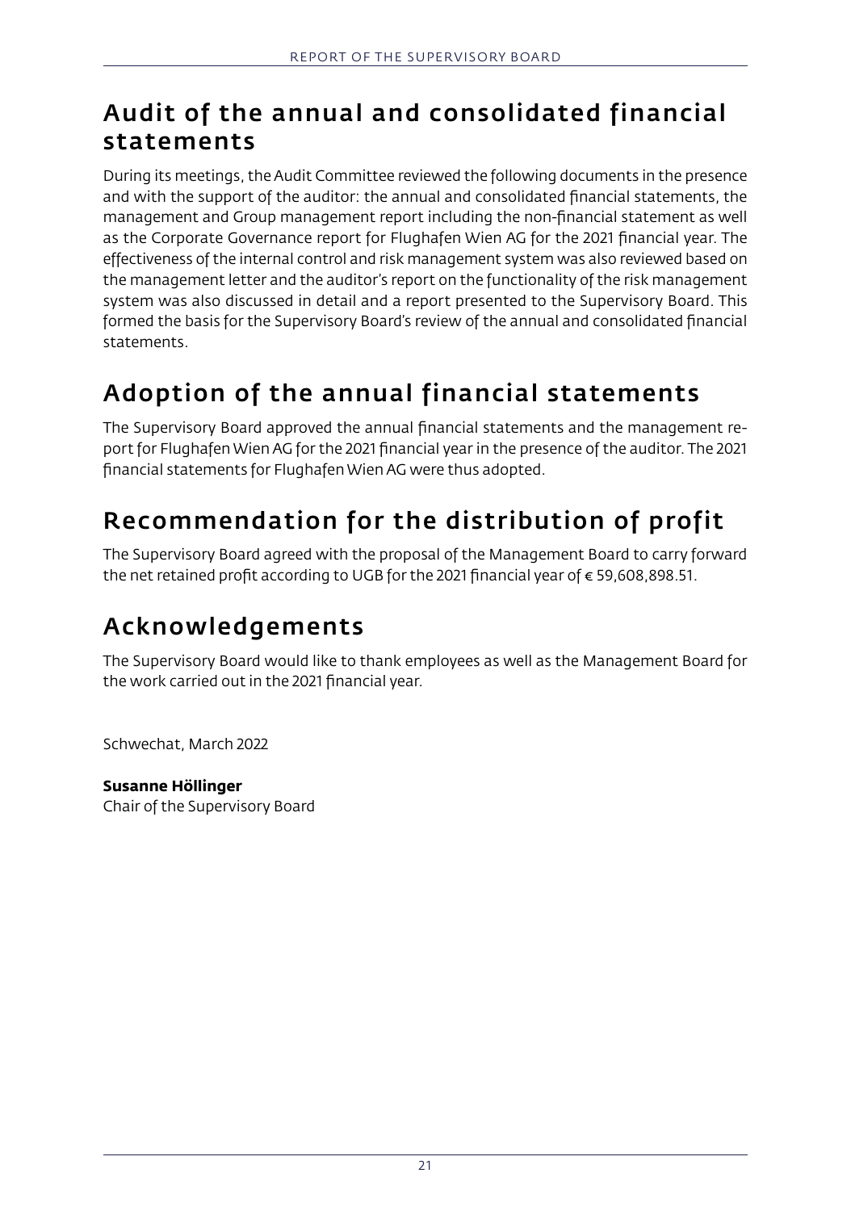## Audit of the annual and consolidated financial statements

During its meetings, the Audit Committee reviewed the following documents in the presence and with the support of the auditor: the annual and consolidated financial statements, the management and Group management report including the non-financial statement as well as the Corporate Governance report for Flughafen Wien AG for the 2021 financial year. The effectiveness of the internal control and risk management system was also reviewed based on the management letter and the auditor's report on the functionality of the risk management system was also discussed in detail and a report presented to the Supervisory Board. This formed the basis for the Supervisory Board's review of the annual and consolidated financial statements.

## Adoption of the annual financial statements

The Supervisory Board approved the annual financial statements and the management report for Flughafen Wien AG for the 2021 financial year in the presence of the auditor. The 2021 financial statements for Flughafen Wien AG were thus adopted.

## Recommendation for the distribution of profit

The Supervisory Board agreed with the proposal of the Management Board to carry forward the net retained profit according to UGB for the 2021 financial year of € 59,608,898.51.

## Acknowledgements

The Supervisory Board would like to thank employees as well as the Management Board for the work carried out in the 2021 financial year.

Schwechat, March 2022

**Susanne Höllinger**
Chair of the Supervisory Board